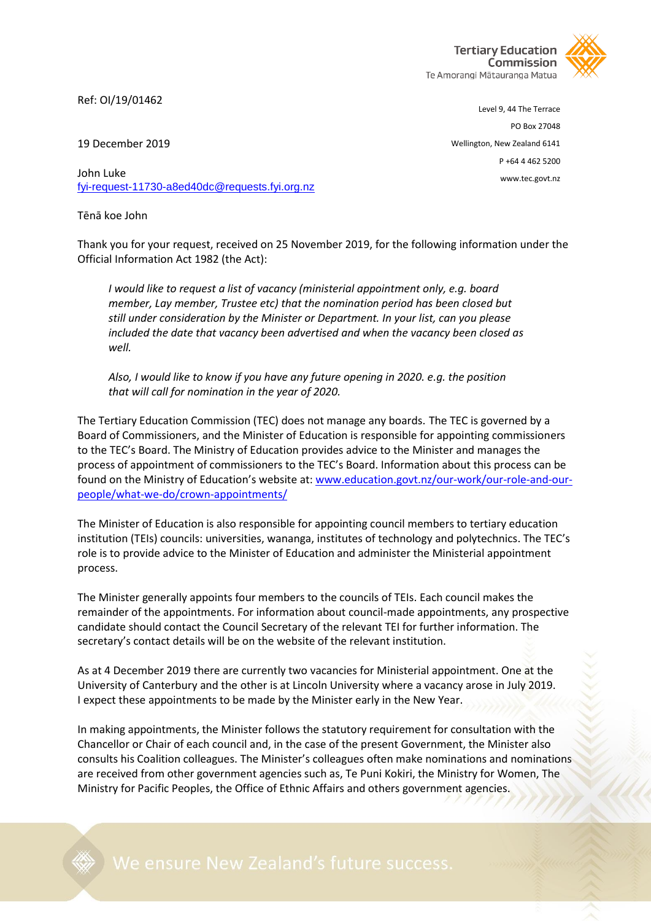Tertiary Education Commission
Te Amorangi Mātauranga Matua

Ref: OI/19/01462

Level 9, 44 The Terrace
PO Box 27048
Wellington, New Zealand 6141
P +64 4 462 5200
www.tec.govt.nz

19 December 2019

John Luke
fyi-request-11730-a8ed40dc@requests.fyi.org.nz

Tēnā koe John

Thank you for your request, received on 25 November 2019, for the following information under the Official Information Act 1982 (the Act):

> *I would like to request a list of vacancy (ministerial appointment only, e.g. board member, Lay member, Trustee etc) that the nomination period has been closed but still under consideration by the Minister or Department. In your list, can you please included the date that vacancy been advertised and when the vacancy been closed as well.*
>
> *Also, I would like to know if you have any future opening in 2020. e.g. the position that will call for nomination in the year of 2020.*

The Tertiary Education Commission (TEC) does not manage any boards. The TEC is governed by a Board of Commissioners, and the Minister of Education is responsible for appointing commissioners to the TEC's Board. The Ministry of Education provides advice to the Minister and manages the process of appointment of commissioners to the TEC's Board. Information about this process can be found on the Ministry of Education's website at: www.education.govt.nz/our-work/our-role-and-our-people/what-we-do/crown-appointments/

The Minister of Education is also responsible for appointing council members to tertiary education institution (TEIs) councils: universities, wananga, institutes of technology and polytechnics. The TEC's role is to provide advice to the Minister of Education and administer the Ministerial appointment process.

The Minister generally appoints four members to the councils of TEIs. Each council makes the remainder of the appointments. For information about council-made appointments, any prospective candidate should contact the Council Secretary of the relevant TEI for further information. The secretary's contact details will be on the website of the relevant institution.

As at 4 December 2019 there are currently two vacancies for Ministerial appointment. One at the University of Canterbury and the other is at Lincoln University where a vacancy arose in July 2019. I expect these appointments to be made by the Minister early in the New Year.

In making appointments, the Minister follows the statutory requirement for consultation with the Chancellor or Chair of each council and, in the case of the present Government, the Minister also consults his Coalition colleagues. The Minister's colleagues often make nominations and nominations are received from other government agencies such as, Te Puni Kokiri, the Ministry for Women, The Ministry for Pacific Peoples, the Office of Ethnic Affairs and others government agencies.

We ensure New Zealand's future success.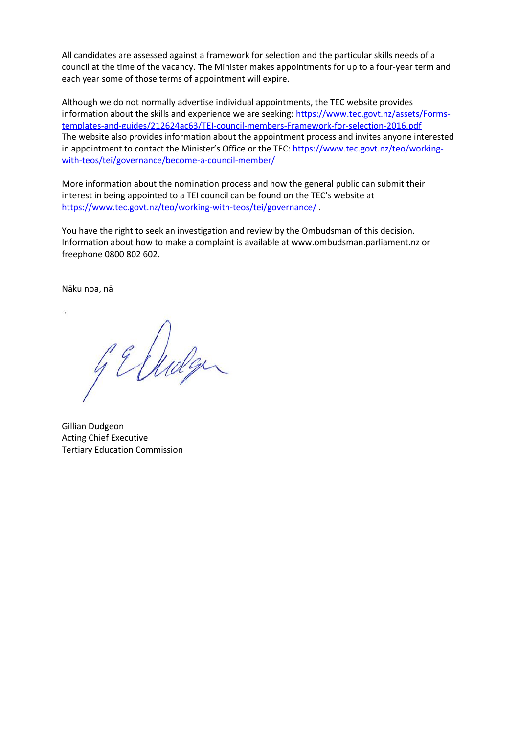All candidates are assessed against a framework for selection and the particular skills needs of a council at the time of the vacancy. The Minister makes appointments for up to a four-year term and each year some of those terms of appointment will expire.

Although we do not normally advertise individual appointments, the TEC website provides information about the skills and experience we are seeking: [https://www.tec.govt.nz/assets/Forms-templates-and-guides/212624ac63/TEI-council-members-Framework-for-selection-2016.pdf](https://www.tec.govt.nz/assets/Forms-templates-and-guides/212624ac63/TEI-council-members-Framework-for-selection-2016.pdf)
The website also provides information about the appointment process and invites anyone interested in appointment to contact the Minister's Office or the TEC: [https://www.tec.govt.nz/teo/working-with-teos/tei/governance/become-a-council-member/](https://www.tec.govt.nz/teo/working-with-teos/tei/governance/become-a-council-member/)

More information about the nomination process and how the general public can submit their interest in being appointed to a TEI council can be found on the TEC's website at [https://www.tec.govt.nz/teo/working-with-teos/tei/governance/](https://www.tec.govt.nz/teo/working-with-teos/tei/governance/) .

You have the right to seek an investigation and review by the Ombudsman of this decision. Information about how to make a complaint is available at www.ombudsman.parliament.nz or freephone 0800 802 602.

Nāku noa, nā

Gillian Dudgeon
Acting Chief Executive
Tertiary Education Commission